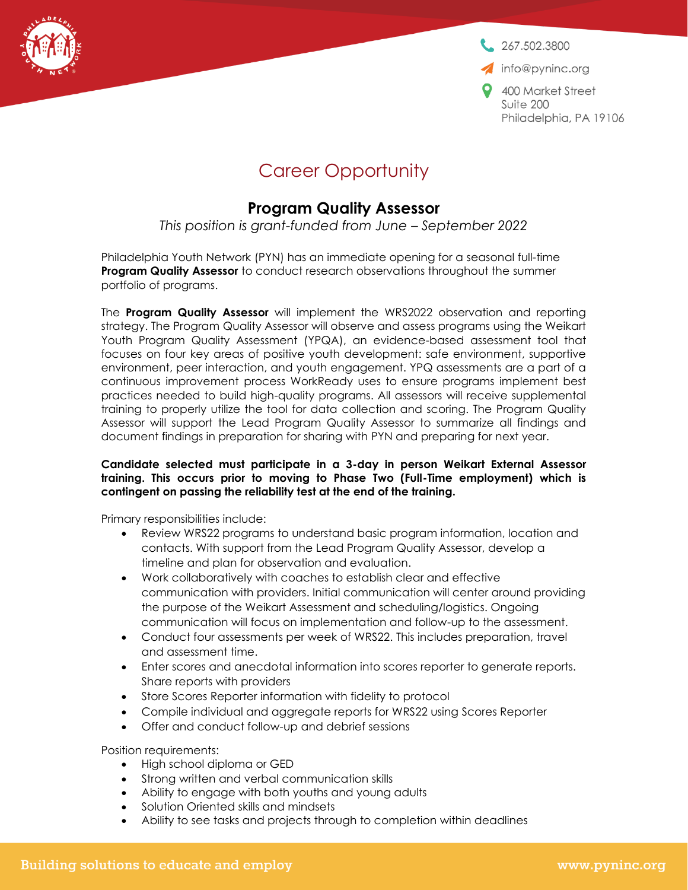267.502.3800

info@pyninc.org

400 Market Street
Suite 200
Philadelphia, PA 19106

# Career Opportunity

## Program Quality Assessor

*This position is grant-funded from June – September 2022*

Philadelphia Youth Network (PYN) has an immediate opening for a seasonal full-time **Program Quality Assessor** to conduct research observations throughout the summer portfolio of programs.

The **Program Quality Assessor** will implement the WRS2022 observation and reporting strategy. The Program Quality Assessor will observe and assess programs using the Weikart Youth Program Quality Assessment (YPQA), an evidence-based assessment tool that focuses on four key areas of positive youth development: safe environment, supportive environment, peer interaction, and youth engagement. YPQ assessments are a part of a continuous improvement process WorkReady uses to ensure programs implement best practices needed to build high-quality programs. All assessors will receive supplemental training to properly utilize the tool for data collection and scoring. The Program Quality Assessor will support the Lead Program Quality Assessor to summarize all findings and document findings in preparation for sharing with PYN and preparing for next year.

**Candidate selected must participate in a 3-day in person Weikart External Assessor training. This occurs prior to moving to Phase Two (Full-Time employment) which is contingent on passing the reliability test at the end of the training.**

Primary responsibilities include:

- Review WRS22 programs to understand basic program information, location and contacts. With support from the Lead Program Quality Assessor, develop a timeline and plan for observation and evaluation.
- Work collaboratively with coaches to establish clear and effective communication with providers. Initial communication will center around providing the purpose of the Weikart Assessment and scheduling/logistics. Ongoing communication will focus on implementation and follow-up to the assessment.
- Conduct four assessments per week of WRS22. This includes preparation, travel and assessment time.
- Enter scores and anecdotal information into scores reporter to generate reports. Share reports with providers
- Store Scores Reporter information with fidelity to protocol
- Compile individual and aggregate reports for WRS22 using Scores Reporter
- Offer and conduct follow-up and debrief sessions

Position requirements:

- High school diploma or GED
- Strong written and verbal communication skills
- Ability to engage with both youths and young adults
- Solution Oriented skills and mindsets
- Ability to see tasks and projects through to completion within deadlines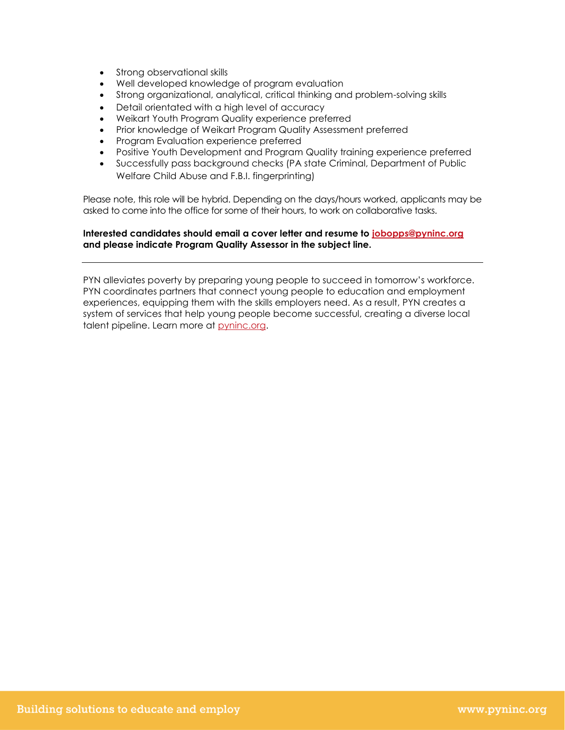- Strong observational skills
- Well developed knowledge of program evaluation
- Strong organizational, analytical, critical thinking and problem-solving skills
- Detail orientated with a high level of accuracy
- Weikart Youth Program Quality experience preferred
- Prior knowledge of Weikart Program Quality Assessment preferred
- Program Evaluation experience preferred
- Positive Youth Development and Program Quality training experience preferred
- Successfully pass background checks (PA state Criminal, Department of Public Welfare Child Abuse and F.B.I. fingerprinting)

Please note, this role will be hybrid. Depending on the days/hours worked, applicants may be asked to come into the office for some of their hours, to work on collaborative tasks.

**Interested candidates should email a cover letter and resume to jobopps@pyninc.org and please indicate Program Quality Assessor in the subject line.**

---

PYN alleviates poverty by preparing young people to succeed in tomorrow's workforce. PYN coordinates partners that connect young people to education and employment experiences, equipping them with the skills employers need. As a result, PYN creates a system of services that help young people become successful, creating a diverse local talent pipeline. Learn more at pyninc.org.